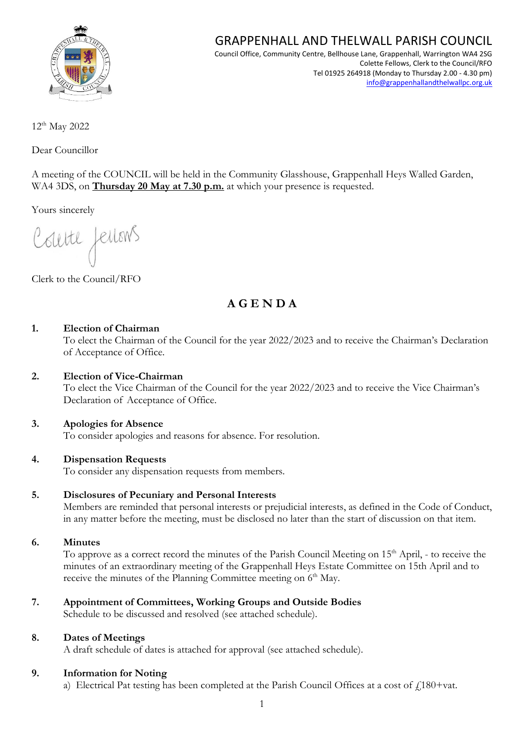# GRAPPENHALL AND THELWALL PARISH COUNCIL

Council Office, Community Centre, Bellhouse Lane, Grappenhall, Warrington WA4 2SG
Colette Fellows, Clerk to the Council/RFO
Tel 01925 264918 (Monday to Thursday 2.00 - 4.30 pm)
info@grappenhallandthelwallpc.org.uk

12th May 2022

Dear Councillor

A meeting of the COUNCIL will be held in the Community Glasshouse, Grappenhall Heys Walled Garden, WA4 3DS, on **Thursday 20 May at 7.30 p.m.** at which your presence is requested.

Yours sincerely

Colette Fellows

Clerk to the Council/RFO

## AGENDA

**1. Election of Chairman**
To elect the Chairman of the Council for the year 2022/2023 and to receive the Chairman's Declaration of Acceptance of Office.

**2. Election of Vice-Chairman**
To elect the Vice Chairman of the Council for the year 2022/2023 and to receive the Vice Chairman's Declaration of Acceptance of Office.

**3. Apologies for Absence**
To consider apologies and reasons for absence. For resolution.

**4. Dispensation Requests**
To consider any dispensation requests from members.

**5. Disclosures of Pecuniary and Personal Interests**
Members are reminded that personal interests or prejudicial interests, as defined in the Code of Conduct, in any matter before the meeting, must be disclosed no later than the start of discussion on that item.

**6. Minutes**
To approve as a correct record the minutes of the Parish Council Meeting on 15th April, - to receive the minutes of an extraordinary meeting of the Grappenhall Heys Estate Committee on 15th April and to receive the minutes of the Planning Committee meeting on 6th May.

**7. Appointment of Committees, Working Groups and Outside Bodies**
Schedule to be discussed and resolved (see attached schedule).

**8. Dates of Meetings**
A draft schedule of dates is attached for approval (see attached schedule).

**9. Information for Noting**
a) Electrical Pat testing has been completed at the Parish Council Offices at a cost of £180+vat.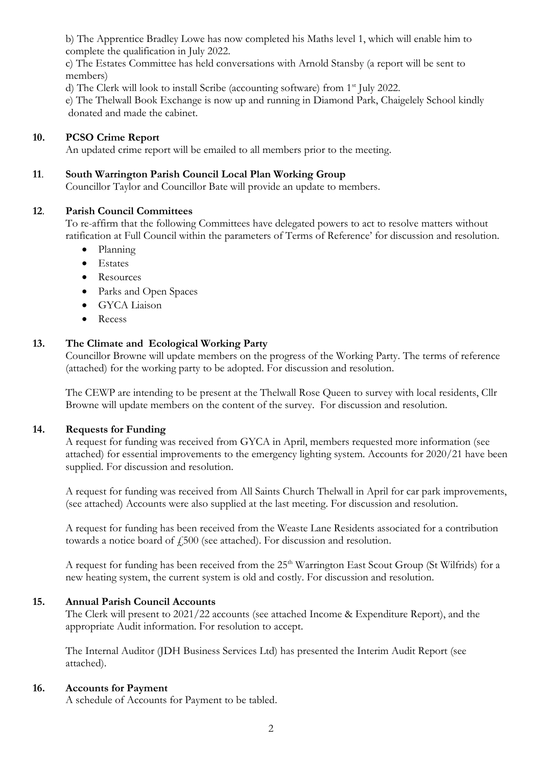b) The Apprentice Bradley Lowe has now completed his Maths level 1, which will enable him to complete the qualification in July 2022.

c) The Estates Committee has held conversations with Arnold Stansby (a report will be sent to members)

d) The Clerk will look to install Scribe (accounting software) from 1st July 2022.

e) The Thelwall Book Exchange is now up and running in Diamond Park, Chaigelely School kindly donated and made the cabinet.

## 10. PCSO Crime Report

An updated crime report will be emailed to all members prior to the meeting.

## 11. South Warrington Parish Council Local Plan Working Group

Councillor Taylor and Councillor Bate will provide an update to members.

## 12. Parish Council Committees

To re-affirm that the following Committees have delegated powers to act to resolve matters without ratification at Full Council within the parameters of Terms of Reference' for discussion and resolution.

- Planning
- Estates
- Resources
- Parks and Open Spaces
- GYCA Liaison
- Recess

## 13. The Climate and Ecological Working Party

Councillor Browne will update members on the progress of the Working Party. The terms of reference (attached) for the working party to be adopted. For discussion and resolution.

The CEWP are intending to be present at the Thelwall Rose Queen to survey with local residents, Cllr Browne will update members on the content of the survey. For discussion and resolution.

## 14. Requests for Funding

A request for funding was received from GYCA in April, members requested more information (see attached) for essential improvements to the emergency lighting system. Accounts for 2020/21 have been supplied. For discussion and resolution.

A request for funding was received from All Saints Church Thelwall in April for car park improvements, (see attached) Accounts were also supplied at the last meeting. For discussion and resolution.

A request for funding has been received from the Weaste Lane Residents associated for a contribution towards a notice board of £500 (see attached). For discussion and resolution.

A request for funding has been received from the 25th Warrington East Scout Group (St Wilfrids) for a new heating system, the current system is old and costly. For discussion and resolution.

## 15. Annual Parish Council Accounts

The Clerk will present to 2021/22 accounts (see attached Income & Expenditure Report), and the appropriate Audit information. For resolution to accept.

The Internal Auditor (JDH Business Services Ltd) has presented the Interim Audit Report (see attached).

## 16. Accounts for Payment

A schedule of Accounts for Payment to be tabled.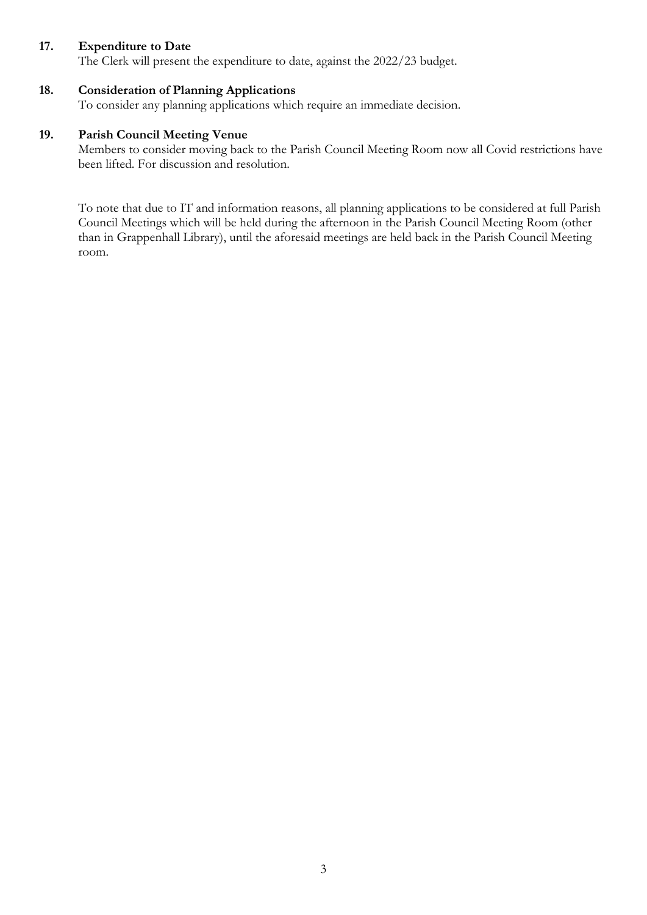**17. Expenditure to Date**

The Clerk will present the expenditure to date, against the 2022/23 budget.

**18. Consideration of Planning Applications**

To consider any planning applications which require an immediate decision.

**19. Parish Council Meeting Venue**

Members to consider moving back to the Parish Council Meeting Room now all Covid restrictions have been lifted. For discussion and resolution.

To note that due to IT and information reasons, all planning applications to be considered at full Parish Council Meetings which will be held during the afternoon in the Parish Council Meeting Room (other than in Grappenhall Library), until the aforesaid meetings are held back in the Parish Council Meeting room.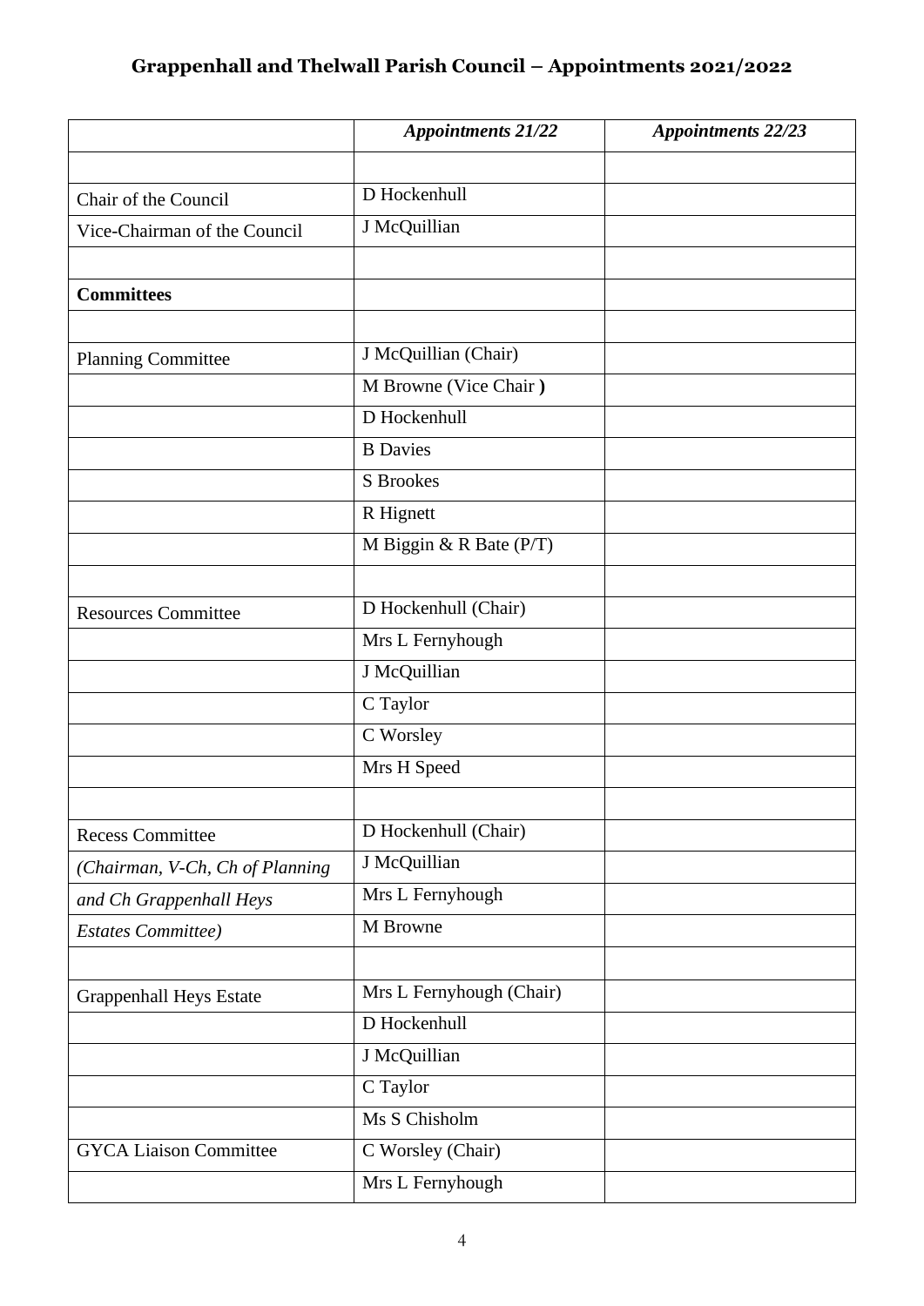# Grappenhall and Thelwall Parish Council – Appointments 2021/2022

| | *Appointments 21/22* | *Appointments 22/23* |
|---|---|---|
| | | |
| Chair of the Council | D Hockenhull | |
| Vice-Chairman of the Council | J McQuillian | |
| | | |
| **Committees** | | |
| | | |
| Planning Committee | J McQuillian (Chair) | |
| | M Browne (Vice Chair **)** | |
| | D Hockenhull | |
| | B Davies | |
| | S Brookes | |
| | R Hignett | |
| | M Biggin & R Bate (P/T) | |
| | | |
| Resources Committee | D Hockenhull (Chair) | |
| | Mrs L Fernyhough | |
| | J McQuillian | |
| | C Taylor | |
| | C Worsley | |
| | Mrs H Speed | |
| | | |
| Recess Committee | D Hockenhull (Chair) | |
| *(Chairman, V-Ch, Ch of Planning* | J McQuillian | |
| *and Ch Grappenhall Heys* | Mrs L Fernyhough | |
| *Estates Committee)* | M Browne | |
| | | |
| Grappenhall Heys Estate | Mrs L Fernyhough (Chair) | |
| | D Hockenhull | |
| | J McQuillian | |
| | C Taylor | |
| | Ms S Chisholm | |
| GYCA Liaison Committee | C Worsley (Chair) | |
| | Mrs L Fernyhough | |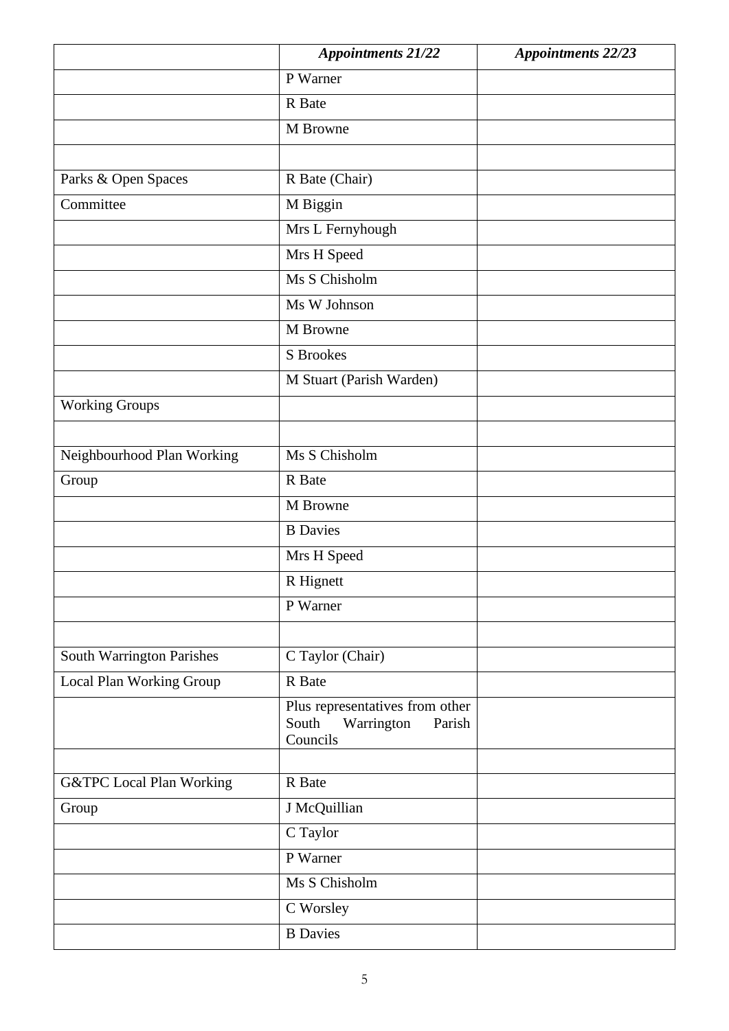| | *Appointments 21/22* | *Appointments 22/23* |
|---|---|---|
| | P Warner | |
| | R Bate | |
| | M Browne | |
| | | |
| Parks & Open Spaces | R Bate (Chair) | |
| Committee | M Biggin | |
| | Mrs L Fernyhough | |
| | Mrs H Speed | |
| | Ms S Chisholm | |
| | Ms W Johnson | |
| | M Browne | |
| | S Brookes | |
| | M Stuart (Parish Warden) | |
| Working Groups | | |
| | | |
| Neighbourhood Plan Working | Ms S Chisholm | |
| Group | R Bate | |
| | M Browne | |
| | B Davies | |
| | Mrs H Speed | |
| | R Hignett | |
| | P Warner | |
| | | |
| South Warrington Parishes | C Taylor (Chair) | |
| Local Plan Working Group | R Bate | |
| | Plus representatives from other South Warrington Parish Councils | |
| | | |
| G&TPC Local Plan Working | R Bate | |
| Group | J McQuillian | |
| | C Taylor | |
| | P Warner | |
| | Ms S Chisholm | |
| | C Worsley | |
| | B Davies | |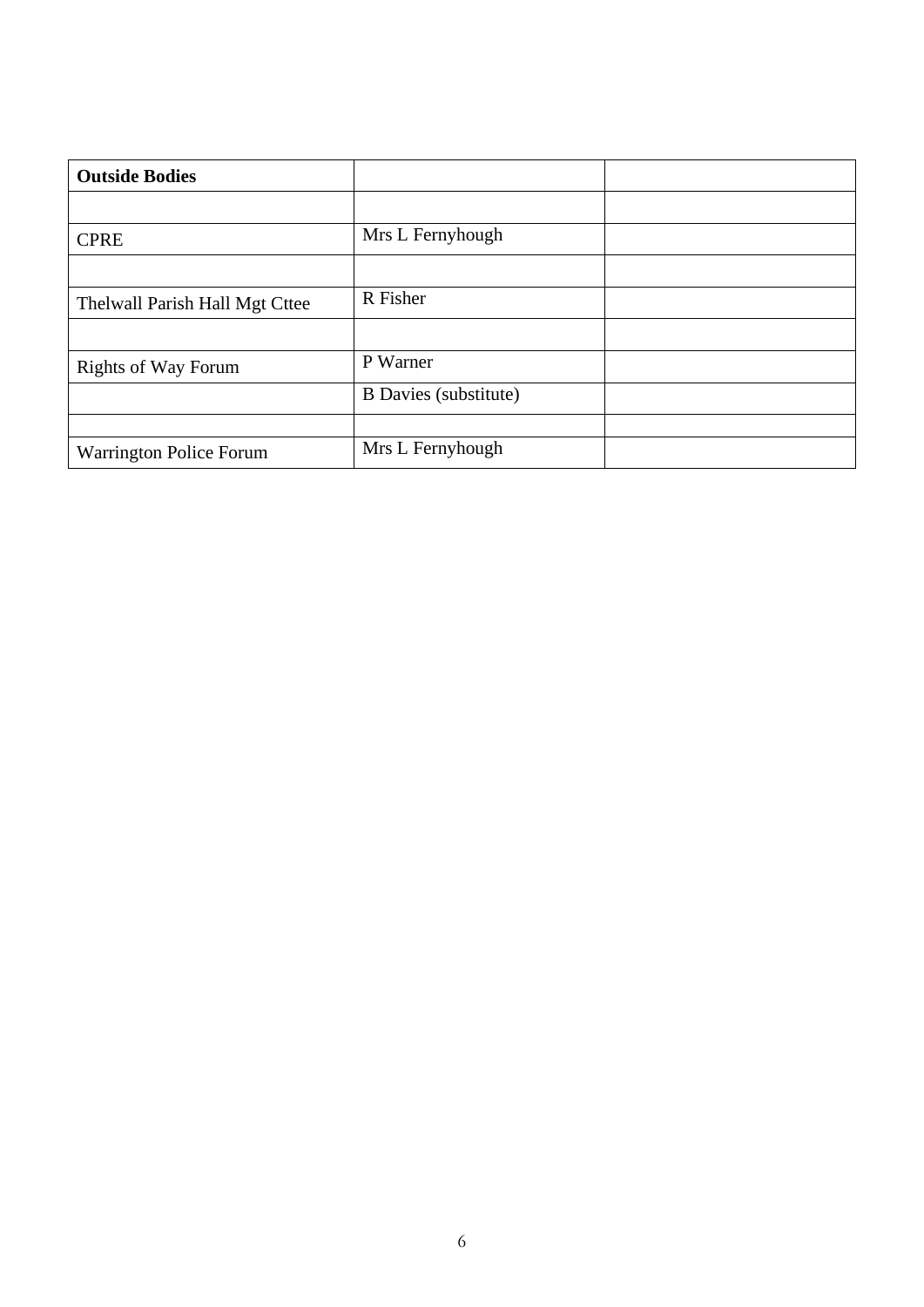| **Outside Bodies** | | |
|---|---|---|
| | | |
| CPRE | Mrs L Fernyhough | |
| | | |
| Thelwall Parish Hall Mgt Cttee | R Fisher | |
| | | |
| Rights of Way Forum | P Warner | |
| | B Davies (substitute) | |
| | | |
| Warrington Police Forum | Mrs L Fernyhough | |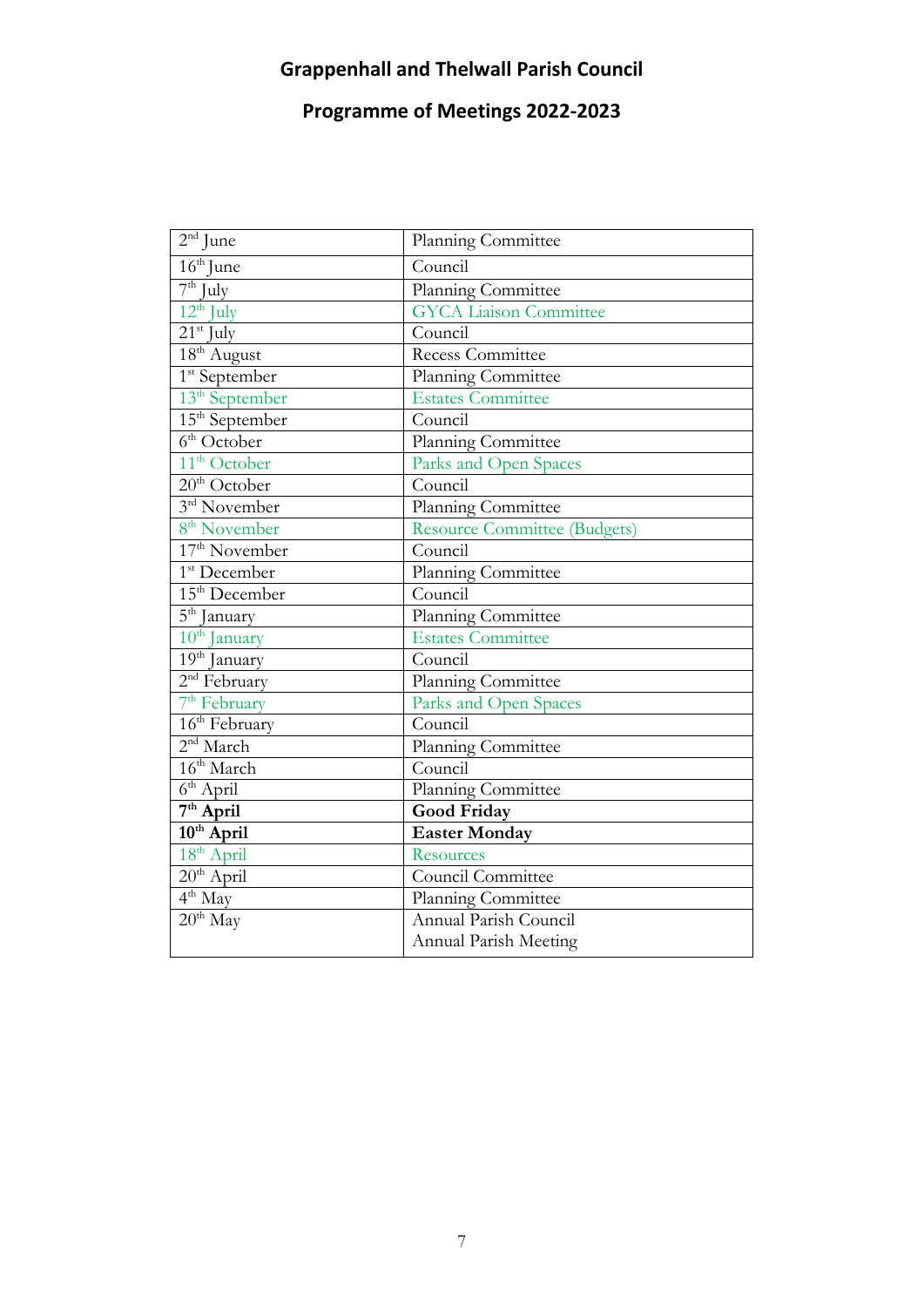# Grappenhall and Thelwall Parish Council

## Programme of Meetings 2022-2023

| | |
|---|---|
| 2nd June | Planning Committee |
| 16th June | Council |
| 7th July | Planning Committee |
| 12th July | GYCA Liaison Committee |
| 21st July | Council |
| 18th August | Recess Committee |
| 1st September | Planning Committee |
| 13th September | Estates Committee |
| 15th September | Council |
| 6th October | Planning Committee |
| 11th October | Parks and Open Spaces |
| 20th October | Council |
| 3rd November | Planning Committee |
| 8th November | Resource Committee (Budgets) |
| 17th November | Council |
| 1st December | Planning Committee |
| 15th December | Council |
| 5th January | Planning Committee |
| 10th January | Estates Committee |
| 19th January | Council |
| 2nd February | Planning Committee |
| 7th February | Parks and Open Spaces |
| 16th February | Council |
| 2nd March | Planning Committee |
| 16th March | Council |
| 6th April | Planning Committee |
| **7th April** | **Good Friday** |
| **10th April** | **Easter Monday** |
| 18th April | Resources |
| 20th April | Council Committee |
| 4th May | Planning Committee |
| 20th May | Annual Parish Council<br>Annual Parish Meeting |